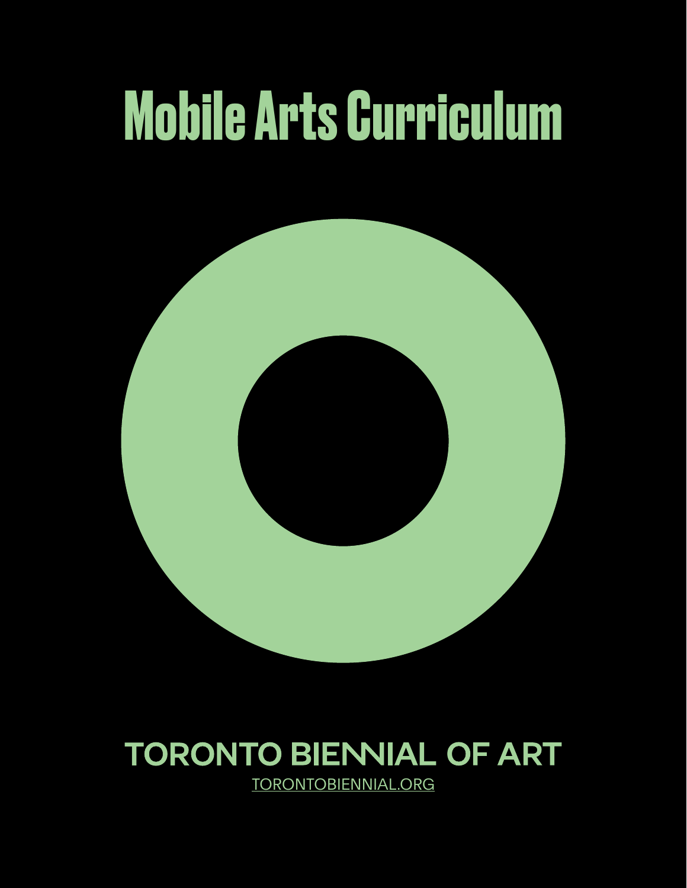# Mobile Arts Curriculum

TORONTO BIENNIAL OF ART

TORONTOBIENNIAL.ORG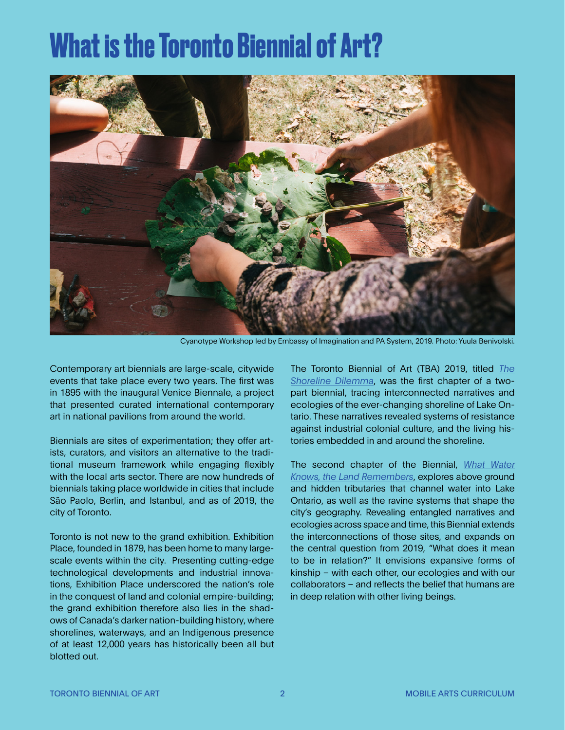# What is the Toronto Biennial of Art?

Cyanotype Workshop led by Embassy of Imagination and PA System, 2019. Photo: Yuula Benivolski.

Contemporary art biennials are large-scale, citywide events that take place every two years. The first was in 1895 with the inaugural Venice Biennale, a project that presented curated international contemporary art in national pavilions from around the world.

Biennials are sites of experimentation; they offer artists, curators, and visitors an alternative to the traditional museum framework while engaging flexibly with the local arts sector. There are now hundreds of biennials taking place worldwide in cities that include São Paolo, Berlin, and Istanbul, and as of 2019, the city of Toronto.

Toronto is not new to the grand exhibition. Exhibition Place, founded in 1879, has been home to many large-scale events within the city. Presenting cutting-edge technological developments and industrial innovations, Exhibition Place underscored the nation's role in the conquest of land and colonial empire-building; the grand exhibition therefore also lies in the shadows of Canada's darker nation-building history, where shorelines, waterways, and an Indigenous presence of at least 12,000 years has historically been all but blotted out.

The Toronto Biennial of Art (TBA) 2019, titled *The Shoreline Dilemma*, was the first chapter of a two-part biennial, tracing interconnected narratives and ecologies of the ever-changing shoreline of Lake Ontario. These narratives revealed systems of resistance against industrial colonial culture, and the living histories embedded in and around the shoreline.

The second chapter of the Biennial, *What Water Knows, the Land Remembers*, explores above ground and hidden tributaries that channel water into Lake Ontario, as well as the ravine systems that shape the city's geography. Revealing entangled narratives and ecologies across space and time, this Biennial extends the interconnections of those sites, and expands on the central question from 2019, "What does it mean to be in relation?" It envisions expansive forms of kinship – with each other, our ecologies and with our collaborators – and reflects the belief that humans are in deep relation with other living beings.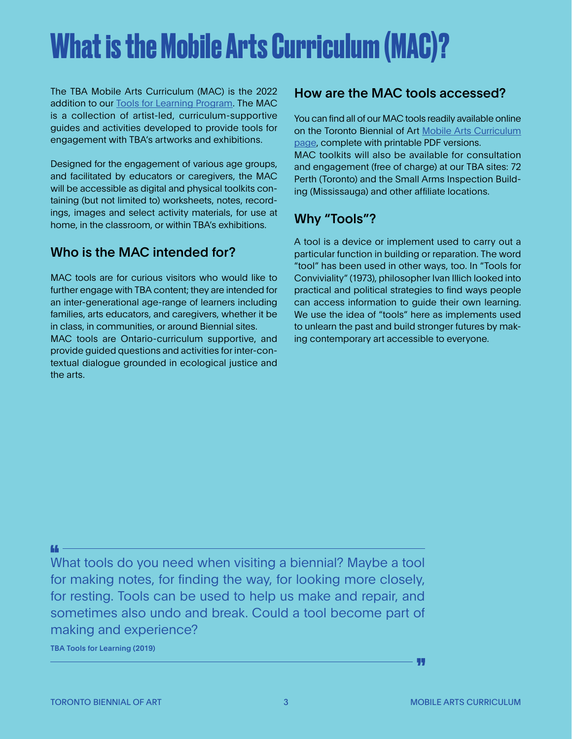# What is the Mobile Arts Curriculum (MAC)?

The TBA Mobile Arts Curriculum (MAC) is the 2022 addition to our [Tools for Learning Program](). The MAC is a collection of artist-led, curriculum-supportive guides and activities developed to provide tools for engagement with TBA's artworks and exhibitions.

Designed for the engagement of various age groups, and facilitated by educators or caregivers, the MAC will be accessible as digital and physical toolkits containing (but not limited to) worksheets, notes, recordings, images and select activity materials, for use at home, in the classroom, or within TBA's exhibitions.

## Who is the MAC intended for?

MAC tools are for curious visitors who would like to further engage with TBA content; they are intended for an inter-generational age-range of learners including families, arts educators, and caregivers, whether it be in class, in communities, or around Biennial sites.
MAC tools are Ontario-curriculum supportive, and provide guided questions and activities for inter-contextual dialogue grounded in ecological justice and the arts.

## How are the MAC tools accessed?

You can find all of our MAC tools readily available online on the Toronto Biennial of Art [Mobile Arts Curriculum page](), complete with printable PDF versions.
MAC toolkits will also be available for consultation and engagement (free of charge) at our TBA sites: 72 Perth (Toronto) and the Small Arms Inspection Building (Mississauga) and other affiliate locations.

## Why "Tools"?

A tool is a device or implement used to carry out a particular function in building or reparation. The word "tool" has been used in other ways, too. In "Tools for Conviviality" (1973), philosopher Ivan Illich looked into practical and political strategies to find ways people can access information to guide their own learning. We use the idea of "tools" here as implements used to unlearn the past and build stronger futures by making contemporary art accessible to everyone.

> What tools do you need when visiting a biennial? Maybe a tool for making notes, for finding the way, for looking more closely, for resting. Tools can be used to help us make and repair, and sometimes also undo and break. Could a tool become part of making and experience?
>
> **TBA Tools for Learning (2019)**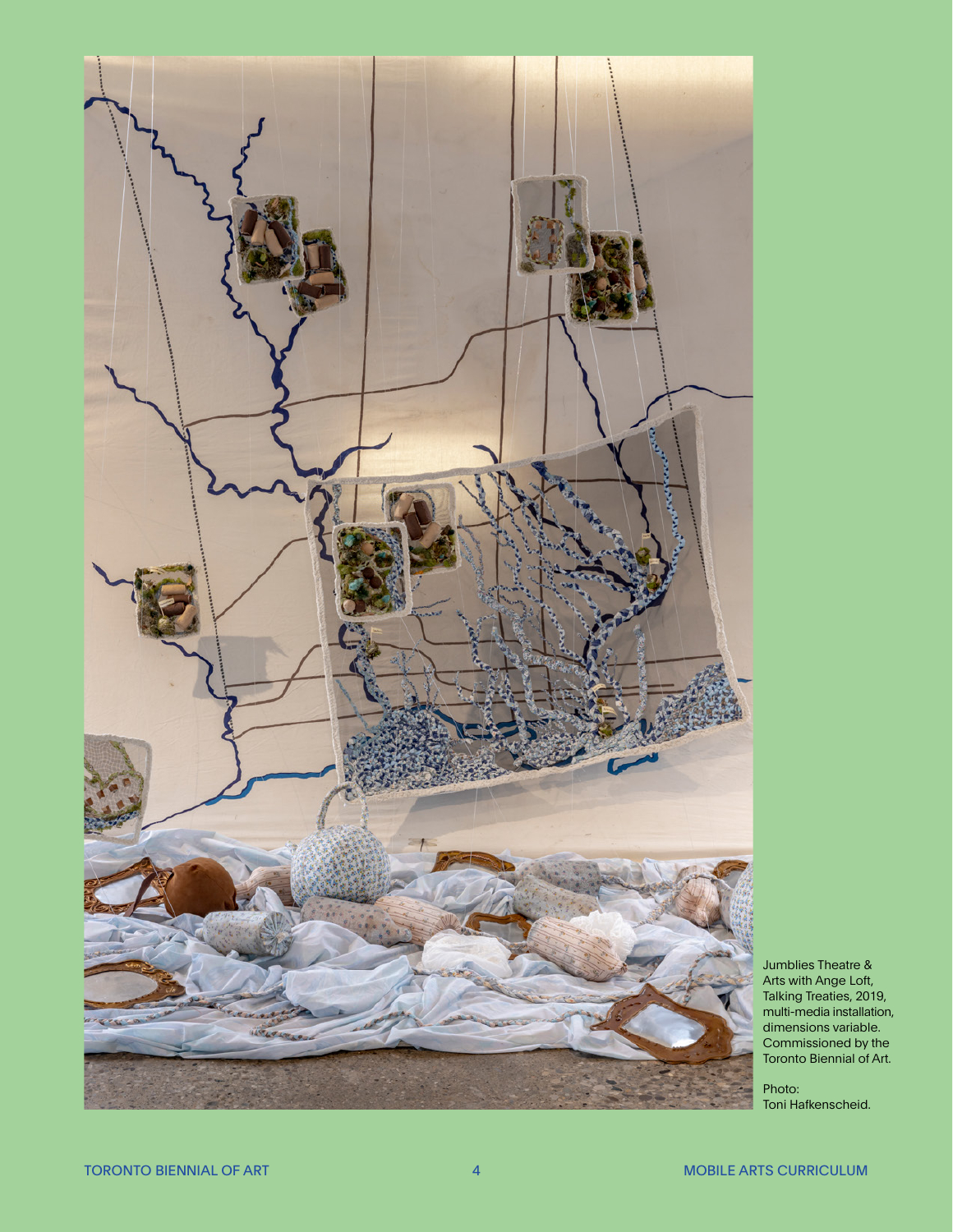Jumblies Theatre & Arts with Ange Loft, Talking Treaties, 2019, multi-media installation, dimensions variable. Commissioned by the Toronto Biennial of Art.

Photo: Toni Hafkenscheid.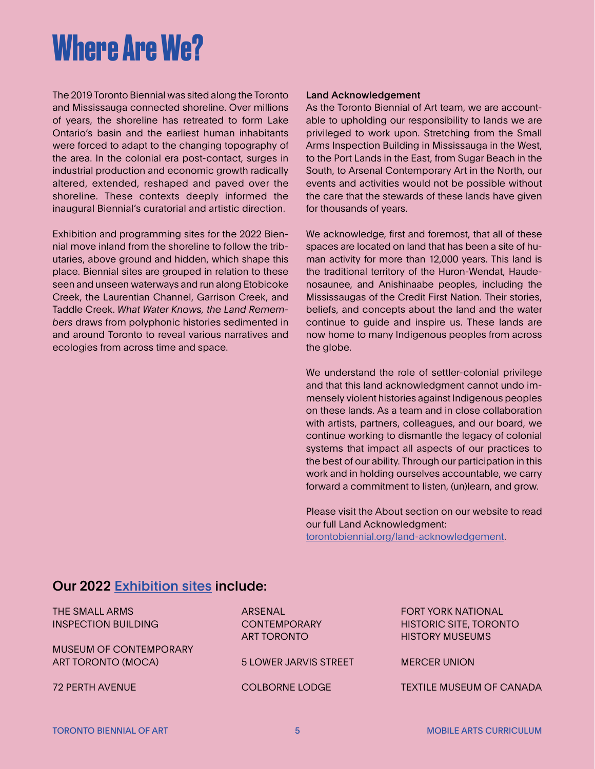# Where Are We?

The 2019 Toronto Biennial was sited along the Toronto and Mississauga connected shoreline. Over millions of years, the shoreline has retreated to form Lake Ontario's basin and the earliest human inhabitants were forced to adapt to the changing topography of the area. In the colonial era post-contact, surges in industrial production and economic growth radically altered, extended, reshaped and paved over the shoreline. These contexts deeply informed the inaugural Biennial's curatorial and artistic direction.

Exhibition and programming sites for the 2022 Biennial move inland from the shoreline to follow the tributaries, above ground and hidden, which shape this place. Biennial sites are grouped in relation to these seen and unseen waterways and run along Etobicoke Creek, the Laurentian Channel, Garrison Creek, and Taddle Creek. *What Water Knows, the Land Remembers* draws from polyphonic histories sedimented in and around Toronto to reveal various narratives and ecologies from across time and space.

**Land Acknowledgement**

As the Toronto Biennial of Art team, we are accountable to upholding our responsibility to lands we are privileged to work upon. Stretching from the Small Arms Inspection Building in Mississauga in the West, to the Port Lands in the East, from Sugar Beach in the South, to Arsenal Contemporary Art in the North, our events and activities would not be possible without the care that the stewards of these lands have given for thousands of years.

We acknowledge, first and foremost, that all of these spaces are located on land that has been a site of human activity for more than 12,000 years. This land is the traditional territory of the Huron-Wendat, Haudenosaunee, and Anishinaabe peoples, including the Mississaugas of the Credit First Nation. Their stories, beliefs, and concepts about the land and the water continue to guide and inspire us. These lands are now home to many Indigenous peoples from across the globe.

We understand the role of settler-colonial privilege and that this land acknowledgment cannot undo immensely violent histories against Indigenous peoples on these lands. As a team and in close collaboration with artists, partners, colleagues, and our board, we continue working to dismantle the legacy of colonial systems that impact all aspects of our practices to the best of our ability. Through our participation in this work and in holding ourselves accountable, we carry forward a commitment to listen, (un)learn, and grow.

Please visit the About section on our website to read our full Land Acknowledgment: torontobiennial.org/land-acknowledgement.

## Our 2022 Exhibition sites include:

THE SMALL ARMS INSPECTION BUILDING

MUSEUM OF CONTEMPORARY ART TORONTO (MOCA)

72 PERTH AVENUE

ARSENAL CONTEMPORARY ART TORONTO

5 LOWER JARVIS STREET

COLBORNE LODGE

FORT YORK NATIONAL HISTORIC SITE, TORONTO HISTORY MUSEUMS

MERCER UNION

TEXTILE MUSEUM OF CANADA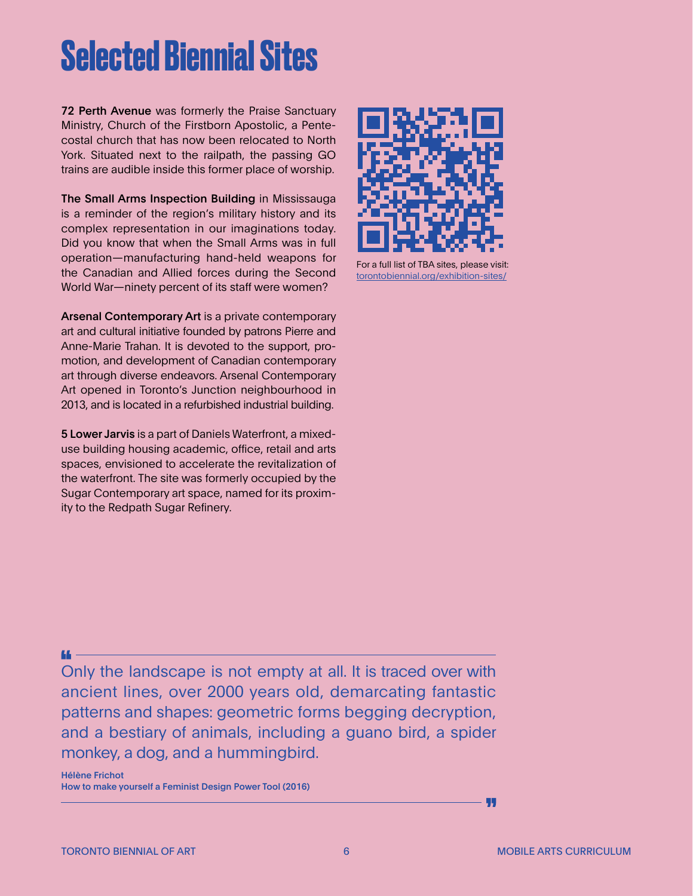# Selected Biennial Sites

**72 Perth Avenue** was formerly the Praise Sanctuary Ministry, Church of the Firstborn Apostolic, a Pentecostal church that has now been relocated to North York. Situated next to the railpath, the passing GO trains are audible inside this former place of worship.

**The Small Arms Inspection Building** in Mississauga is a reminder of the region's military history and its complex representation in our imaginations today. Did you know that when the Small Arms was in full operation—manufacturing hand-held weapons for the Canadian and Allied forces during the Second World War—ninety percent of its staff were women?

**Arsenal Contemporary Art** is a private contemporary art and cultural initiative founded by patrons Pierre and Anne-Marie Trahan. It is devoted to the support, promotion, and development of Canadian contemporary art through diverse endeavors. Arsenal Contemporary Art opened in Toronto's Junction neighbourhood in 2013, and is located in a refurbished industrial building.

**5 Lower Jarvis** is a part of Daniels Waterfront, a mixed-use building housing academic, office, retail and arts spaces, envisioned to accelerate the revitalization of the waterfront. The site was formerly occupied by the Sugar Contemporary art space, named for its proximity to the Redpath Sugar Refinery.

For a full list of TBA sites, please visit: torontobiennial.org/exhibition-sites/

> Only the landscape is not empty at all. It is traced over with ancient lines, over 2000 years old, demarcating fantastic patterns and shapes: geometric forms begging decryption, and a bestiary of animals, including a guano bird, a spider monkey, a dog, and a hummingbird.
>
> **Hélène Frichot**
> **How to make yourself a Feminist Design Power Tool (2016)**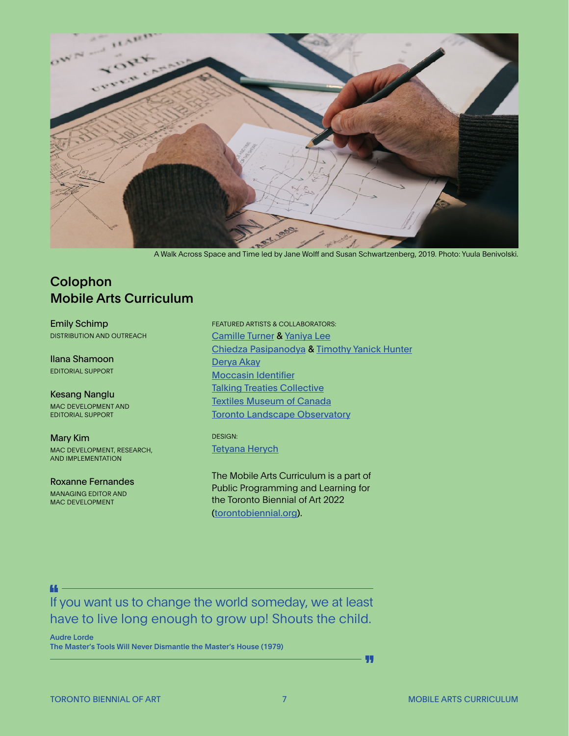A Walk Across Space and Time led by Jane Wolff and Susan Schwartzenberg, 2019. Photo: Yuula Benivolski.

## Colophon
## Mobile Arts Curriculum

Emily Schimp
DISTRIBUTION AND OUTREACH

Ilana Shamoon
EDITORIAL SUPPORT

Kesang Nanglu
MAC DEVELOPMENT AND EDITORIAL SUPPORT

Mary Kim
MAC DEVELOPMENT, RESEARCH, AND IMPLEMENTATION

Roxanne Fernandes
MANAGING EDITOR AND MAC DEVELOPMENT

FEATURED ARTISTS & COLLABORATORS:
Camille Turner & Yaniya Lee
Chiedza Pasipanodya & Timothy Yanick Hunter
Derya Akay
Moccasin Identifier
Talking Treaties Collective
Textiles Museum of Canada
Toronto Landscape Observatory

DESIGN:
Tetyana Herych

The Mobile Arts Curriculum is a part of Public Programming and Learning for the Toronto Biennial of Art 2022 (torontobiennial.org).

> If you want us to change the world someday, we at least have to live long enough to grow up! Shouts the child.
>
> **Audre Lorde**
> **The Master's Tools Will Never Dismantle the Master's House (1979)**